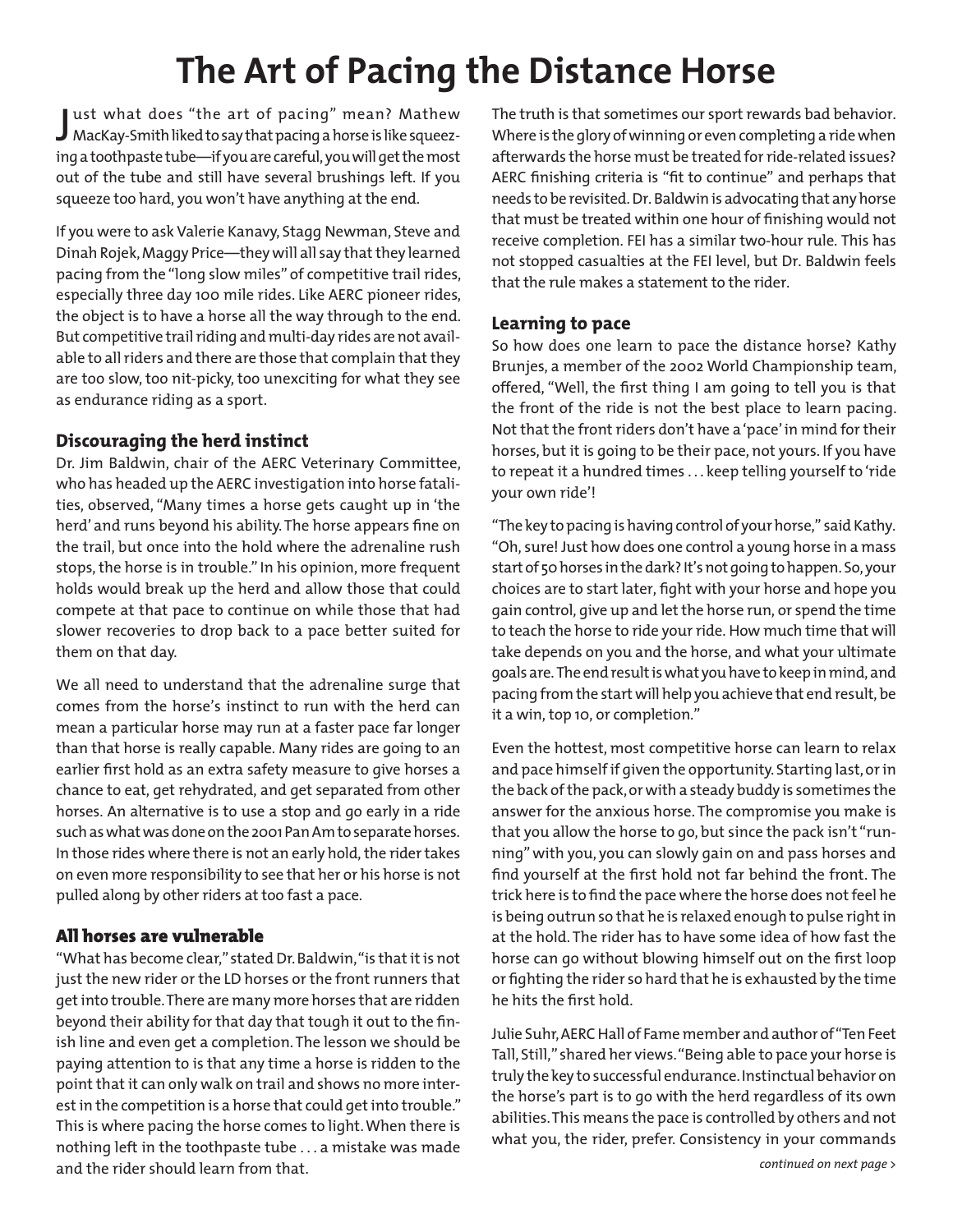# The Art of Pacing the Distance Horse

Just what does "the art of pacing" mean? Mathew MacKay-Smith liked to say that pacing a horse is like squeezing a toothpaste tube—if you are careful, you will get the most out of the tube and still have several brushings left. If you squeeze too hard, you won't have anything at the end.

If you were to ask Valerie Kanavy, Stagg Newman, Steve and Dinah Rojek, Maggy Price—they will all say that they learned pacing from the "long slow miles" of competitive trail rides, especially three day 100 mile rides. Like AERC pioneer rides, the object is to have a horse all the way through to the end. But competitive trail riding and multi-day rides are not available to all riders and there are those that complain that they are too slow, too nit-picky, too unexciting for what they see as endurance riding as a sport.

## Discouraging the herd instinct

Dr. Jim Baldwin, chair of the AERC Veterinary Committee, who has headed up the AERC investigation into horse fatalities, observed, "Many times a horse gets caught up in 'the herd' and runs beyond his ability. The horse appears fine on the trail, but once into the hold where the adrenaline rush stops, the horse is in trouble." In his opinion, more frequent holds would break up the herd and allow those that could compete at that pace to continue on while those that had slower recoveries to drop back to a pace better suited for them on that day.

We all need to understand that the adrenaline surge that comes from the horse's instinct to run with the herd can mean a particular horse may run at a faster pace far longer than that horse is really capable. Many rides are going to an earlier first hold as an extra safety measure to give horses a chance to eat, get rehydrated, and get separated from other horses. An alternative is to use a stop and go early in a ride such as what was done on the 2001 Pan Am to separate horses. In those rides where there is not an early hold, the rider takes on even more responsibility to see that her or his horse is not pulled along by other riders at too fast a pace.

## All horses are vulnerable

"What has become clear," stated Dr. Baldwin, "is that it is not just the new rider or the LD horses or the front runners that get into trouble. There are many more horses that are ridden beyond their ability for that day that tough it out to the finish line and even get a completion. The lesson we should be paying attention to is that any time a horse is ridden to the point that it can only walk on trail and shows no more interest in the competition is a horse that could get into trouble." This is where pacing the horse comes to light. When there is nothing left in the toothpaste tube . . . a mistake was made and the rider should learn from that.

The truth is that sometimes our sport rewards bad behavior. Where is the glory of winning or even completing a ride when afterwards the horse must be treated for ride-related issues? AERC finishing criteria is "fit to continue" and perhaps that needs to be revisited. Dr. Baldwin is advocating that any horse that must be treated within one hour of finishing would not receive completion. FEI has a similar two-hour rule. This has not stopped casualties at the FEI level, but Dr. Baldwin feels that the rule makes a statement to the rider.

## Learning to pace

So how does one learn to pace the distance horse? Kathy Brunjes, a member of the 2002 World Championship team, offered, "Well, the first thing I am going to tell you is that the front of the ride is not the best place to learn pacing. Not that the front riders don't have a 'pace' in mind for their horses, but it is going to be their pace, not yours. If you have to repeat it a hundred times . . . keep telling yourself to 'ride your own ride'!

"The key to pacing is having control of your horse," said Kathy. "Oh, sure! Just how does one control a young horse in a mass start of 50 horses in the dark? It's not going to happen. So, your choices are to start later, fight with your horse and hope you gain control, give up and let the horse run, or spend the time to teach the horse to ride your ride. How much time that will take depends on you and the horse, and what your ultimate goals are. The end result is what you have to keep in mind, and pacing from the start will help you achieve that end result, be it a win, top 10, or completion."

Even the hottest, most competitive horse can learn to relax and pace himself if given the opportunity. Starting last, or in the back of the pack, or with a steady buddy is sometimes the answer for the anxious horse. The compromise you make is that you allow the horse to go, but since the pack isn't "running" with you, you can slowly gain on and pass horses and find yourself at the first hold not far behind the front. The trick here is to find the pace where the horse does not feel he is being outrun so that he is relaxed enough to pulse right in at the hold. The rider has to have some idea of how fast the horse can go without blowing himself out on the first loop or fighting the rider so hard that he is exhausted by the time he hits the first hold.

Julie Suhr, AERC Hall of Fame member and author of "Ten Feet Tall, Still," shared her views. "Being able to pace your horse is truly the key to successful endurance. Instinctual behavior on the horse's part is to go with the herd regardless of its own abilities. This means the pace is controlled by others and not what you, the rider, prefer. Consistency in your commands

*continued on next page ›*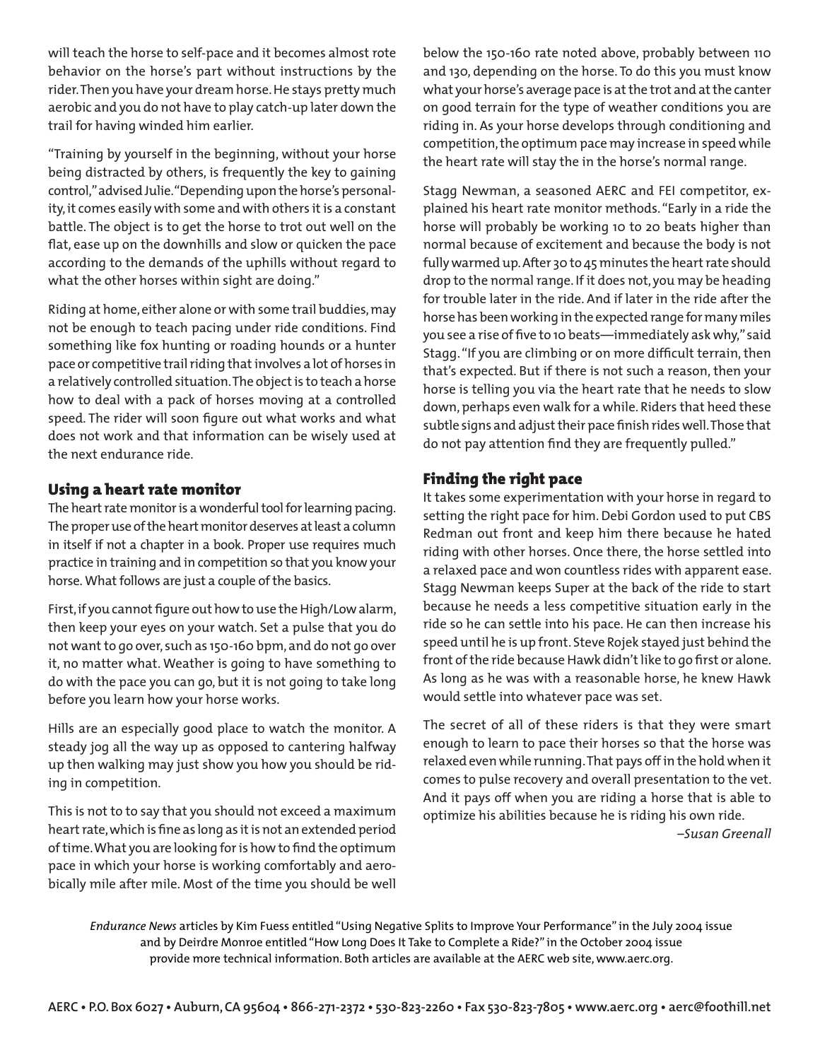will teach the horse to self-pace and it becomes almost rote behavior on the horse's part without instructions by the rider. Then you have your dream horse. He stays pretty much aerobic and you do not have to play catch-up later down the trail for having winded him earlier.

"Training by yourself in the beginning, without your horse being distracted by others, is frequently the key to gaining control," advised Julie. "Depending upon the horse's personality, it comes easily with some and with others it is a constant battle. The object is to get the horse to trot out well on the flat, ease up on the downhills and slow or quicken the pace according to the demands of the uphills without regard to what the other horses within sight are doing."

Riding at home, either alone or with some trail buddies, may not be enough to teach pacing under ride conditions. Find something like fox hunting or roading hounds or a hunter pace or competitive trail riding that involves a lot of horses in a relatively controlled situation. The object is to teach a horse how to deal with a pack of horses moving at a controlled speed. The rider will soon figure out what works and what does not work and that information can be wisely used at the next endurance ride.

## Using a heart rate monitor

The heart rate monitor is a wonderful tool for learning pacing. The proper use of the heart monitor deserves at least a column in itself if not a chapter in a book. Proper use requires much practice in training and in competition so that you know your horse. What follows are just a couple of the basics.

First, if you cannot figure out how to use the High/Low alarm, then keep your eyes on your watch. Set a pulse that you do not want to go over, such as 150-160 bpm, and do not go over it, no matter what. Weather is going to have something to do with the pace you can go, but it is not going to take long before you learn how your horse works.

Hills are an especially good place to watch the monitor. A steady jog all the way up as opposed to cantering halfway up then walking may just show you how you should be riding in competition.

This is not to to say that you should not exceed a maximum heart rate, which is fine as long as it is not an extended period of time. What you are looking for is how to find the optimum pace in which your horse is working comfortably and aerobically mile after mile. Most of the time you should be well below the 150-160 rate noted above, probably between 110 and 130, depending on the horse. To do this you must know what your horse's average pace is at the trot and at the canter on good terrain for the type of weather conditions you are riding in. As your horse develops through conditioning and competition, the optimum pace may increase in speed while the heart rate will stay the in the horse's normal range.

Stagg Newman, a seasoned AERC and FEI competitor, explained his heart rate monitor methods. "Early in a ride the horse will probably be working 10 to 20 beats higher than normal because of excitement and because the body is not fully warmed up. After 30 to 45 minutes the heart rate should drop to the normal range. If it does not, you may be heading for trouble later in the ride. And if later in the ride after the horse has been working in the expected range for many miles you see a rise of five to 10 beats—immediately ask why," said Stagg. "If you are climbing or on more difficult terrain, then that's expected. But if there is not such a reason, then your horse is telling you via the heart rate that he needs to slow down, perhaps even walk for a while. Riders that heed these subtle signs and adjust their pace finish rides well. Those that do not pay attention find they are frequently pulled."

## Finding the right pace

It takes some experimentation with your horse in regard to setting the right pace for him. Debi Gordon used to put CBS Redman out front and keep him there because he hated riding with other horses. Once there, the horse settled into a relaxed pace and won countless rides with apparent ease. Stagg Newman keeps Super at the back of the ride to start because he needs a less competitive situation early in the ride so he can settle into his pace. He can then increase his speed until he is up front. Steve Rojek stayed just behind the front of the ride because Hawk didn't like to go first or alone. As long as he was with a reasonable horse, he knew Hawk would settle into whatever pace was set.

The secret of all of these riders is that they were smart enough to learn to pace their horses so that the horse was relaxed even while running. That pays off in the hold when it comes to pulse recovery and overall presentation to the vet. And it pays off when you are riding a horse that is able to optimize his abilities because he is riding his own ride.

*–Susan Greenall*

*Endurance News* articles by Kim Fuess entitled "Using Negative Splits to Improve Your Performance" in the July 2004 issue and by Deirdre Monroe entitled "How Long Does It Take to Complete a Ride?" in the October 2004 issue provide more technical information. Both articles are available at the AERC web site, www.aerc.org.

**AERC • P.O. Box 6027 • Auburn, CA 95604 • 866-271-2372 • 530-823-2260 • Fax 530-823-7805 • www.aerc.org • aerc@foothill.net**